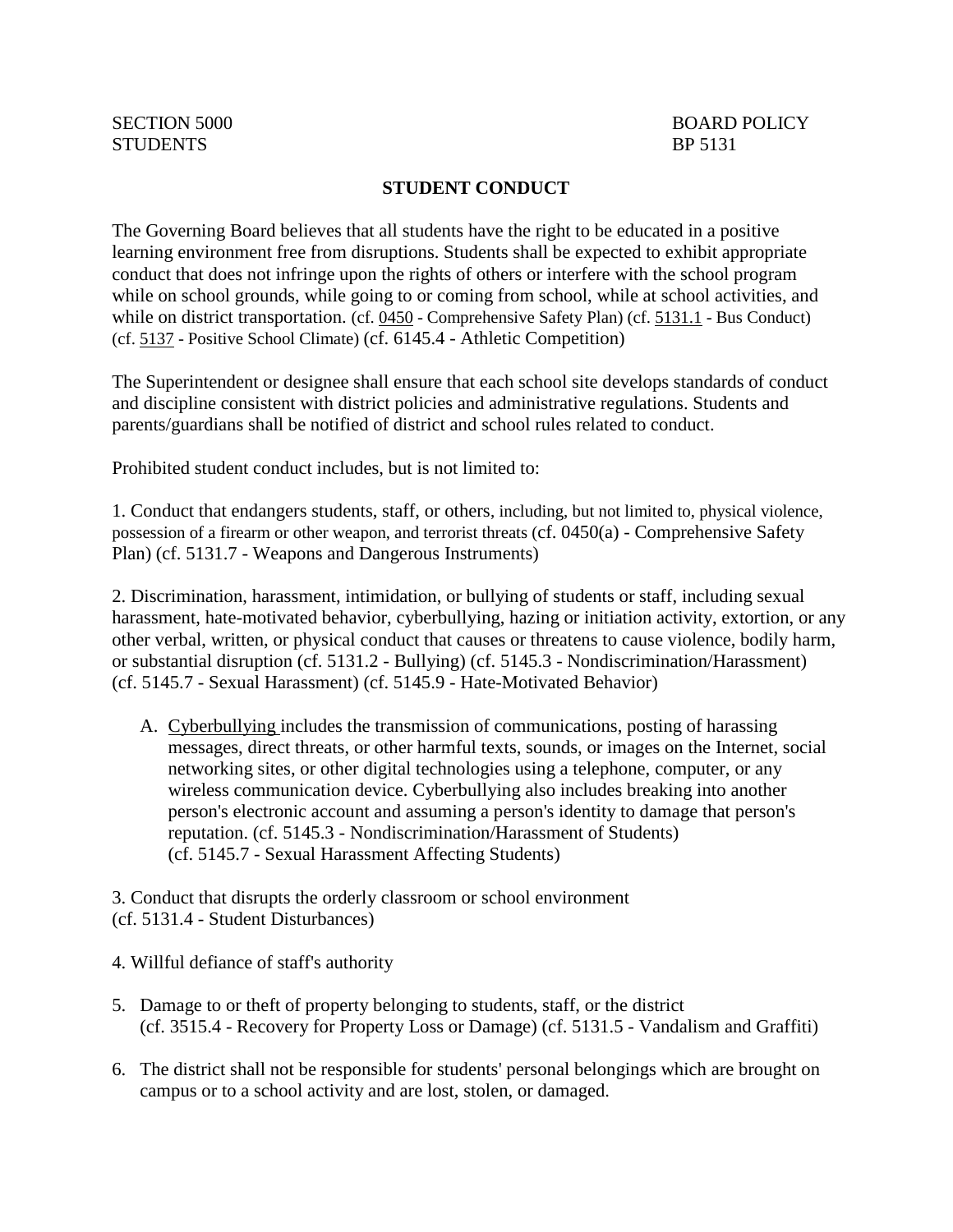SECTION 5000
STUDENTS

BOARD POLICY
BP 5131

# STUDENT CONDUCT

The Governing Board believes that all students have the right to be educated in a positive learning environment free from disruptions. Students shall be expected to exhibit appropriate conduct that does not infringe upon the rights of others or interfere with the school program while on school grounds, while going to or coming from school, while at school activities, and while on district transportation. (cf. 0450 - Comprehensive Safety Plan) (cf. 5131.1 - Bus Conduct) (cf. 5137 - Positive School Climate) (cf. 6145.4 - Athletic Competition)

The Superintendent or designee shall ensure that each school site develops standards of conduct and discipline consistent with district policies and administrative regulations. Students and parents/guardians shall be notified of district and school rules related to conduct.

Prohibited student conduct includes, but is not limited to:

1. Conduct that endangers students, staff, or others, including, but not limited to, physical violence, possession of a firearm or other weapon, and terrorist threats (cf. 0450(a) - Comprehensive Safety Plan) (cf. 5131.7 - Weapons and Dangerous Instruments)

2. Discrimination, harassment, intimidation, or bullying of students or staff, including sexual harassment, hate-motivated behavior, cyberbullying, hazing or initiation activity, extortion, or any other verbal, written, or physical conduct that causes or threatens to cause violence, bodily harm, or substantial disruption (cf. 5131.2 - Bullying) (cf. 5145.3 - Nondiscrimination/Harassment) (cf. 5145.7 - Sexual Harassment) (cf. 5145.9 - Hate-Motivated Behavior)

   A. Cyberbullying includes the transmission of communications, posting of harassing messages, direct threats, or other harmful texts, sounds, or images on the Internet, social networking sites, or other digital technologies using a telephone, computer, or any wireless communication device. Cyberbullying also includes breaking into another person's electronic account and assuming a person's identity to damage that person's reputation. (cf. 5145.3 - Nondiscrimination/Harassment of Students) (cf. 5145.7 - Sexual Harassment Affecting Students)

3. Conduct that disrupts the orderly classroom or school environment (cf. 5131.4 - Student Disturbances)

4. Willful defiance of staff's authority

5. Damage to or theft of property belonging to students, staff, or the district (cf. 3515.4 - Recovery for Property Loss or Damage) (cf. 5131.5 - Vandalism and Graffiti)

6. The district shall not be responsible for students' personal belongings which are brought on campus or to a school activity and are lost, stolen, or damaged.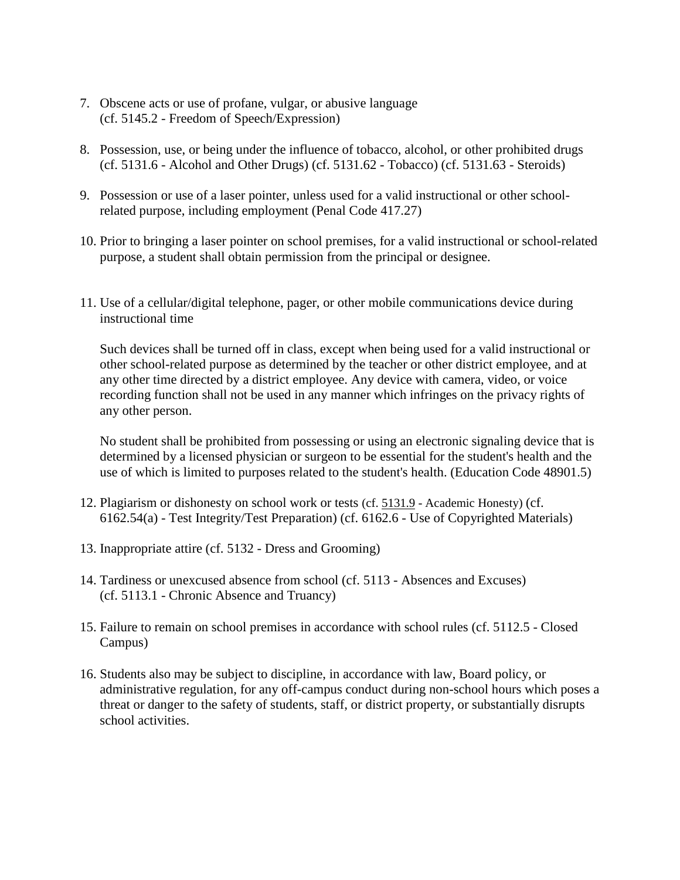7. Obscene acts or use of profane, vulgar, or abusive language
   (cf. 5145.2 - Freedom of Speech/Expression)

8. Possession, use, or being under the influence of tobacco, alcohol, or other prohibited drugs
   (cf. 5131.6 - Alcohol and Other Drugs) (cf. 5131.62 - Tobacco) (cf. 5131.63 - Steroids)

9. Possession or use of a laser pointer, unless used for a valid instructional or other school-related purpose, including employment (Penal Code 417.27)

10. Prior to bringing a laser pointer on school premises, for a valid instructional or school-related purpose, a student shall obtain permission from the principal or designee.

11. Use of a cellular/digital telephone, pager, or other mobile communications device during instructional time

    Such devices shall be turned off in class, except when being used for a valid instructional or other school-related purpose as determined by the teacher or other district employee, and at any other time directed by a district employee. Any device with camera, video, or voice recording function shall not be used in any manner which infringes on the privacy rights of any other person.

    No student shall be prohibited from possessing or using an electronic signaling device that is determined by a licensed physician or surgeon to be essential for the student's health and the use of which is limited to purposes related to the student's health. (Education Code 48901.5)

12. Plagiarism or dishonesty on school work or tests (cf. 5131.9 - Academic Honesty) (cf. 6162.54(a) - Test Integrity/Test Preparation) (cf. 6162.6 - Use of Copyrighted Materials)

13. Inappropriate attire (cf. 5132 - Dress and Grooming)

14. Tardiness or unexcused absence from school (cf. 5113 - Absences and Excuses)
    (cf. 5113.1 - Chronic Absence and Truancy)

15. Failure to remain on school premises in accordance with school rules (cf. 5112.5 - Closed Campus)

16. Students also may be subject to discipline, in accordance with law, Board policy, or administrative regulation, for any off-campus conduct during non-school hours which poses a threat or danger to the safety of students, staff, or district property, or substantially disrupts school activities.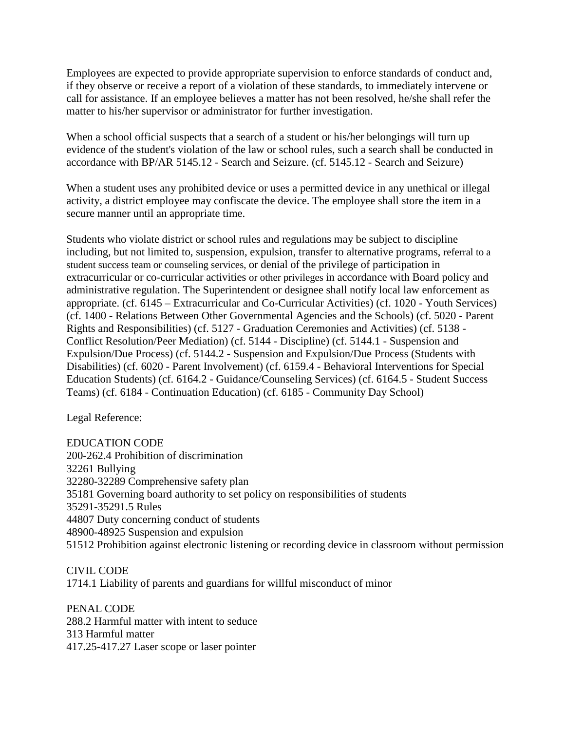Employees are expected to provide appropriate supervision to enforce standards of conduct and, if they observe or receive a report of a violation of these standards, to immediately intervene or call for assistance. If an employee believes a matter has not been resolved, he/she shall refer the matter to his/her supervisor or administrator for further investigation.

When a school official suspects that a search of a student or his/her belongings will turn up evidence of the student's violation of the law or school rules, such a search shall be conducted in accordance with BP/AR 5145.12 - Search and Seizure. (cf. 5145.12 - Search and Seizure)

When a student uses any prohibited device or uses a permitted device in any unethical or illegal activity, a district employee may confiscate the device. The employee shall store the item in a secure manner until an appropriate time.

Students who violate district or school rules and regulations may be subject to discipline including, but not limited to, suspension, expulsion, transfer to alternative programs, referral to a student success team or counseling services, or denial of the privilege of participation in extracurricular or co-curricular activities or other privileges in accordance with Board policy and administrative regulation. The Superintendent or designee shall notify local law enforcement as appropriate. (cf. 6145 – Extracurricular and Co-Curricular Activities) (cf. 1020 - Youth Services) (cf. 1400 - Relations Between Other Governmental Agencies and the Schools) (cf. 5020 - Parent Rights and Responsibilities) (cf. 5127 - Graduation Ceremonies and Activities) (cf. 5138 - Conflict Resolution/Peer Mediation) (cf. 5144 - Discipline) (cf. 5144.1 - Suspension and Expulsion/Due Process) (cf. 5144.2 - Suspension and Expulsion/Due Process (Students with Disabilities) (cf. 6020 - Parent Involvement) (cf. 6159.4 - Behavioral Interventions for Special Education Students) (cf. 6164.2 - Guidance/Counseling Services) (cf. 6164.5 - Student Success Teams) (cf. 6184 - Continuation Education) (cf. 6185 - Community Day School)

Legal Reference:

EDUCATION CODE  
200-262.4 Prohibition of discrimination  
32261 Bullying  
32280-32289 Comprehensive safety plan  
35181 Governing board authority to set policy on responsibilities of students  
35291-35291.5 Rules  
44807 Duty concerning conduct of students  
48900-48925 Suspension and expulsion  
51512 Prohibition against electronic listening or recording device in classroom without permission

CIVIL CODE  
1714.1 Liability of parents and guardians for willful misconduct of minor

PENAL CODE  
288.2 Harmful matter with intent to seduce  
313 Harmful matter  
417.25-417.27 Laser scope or laser pointer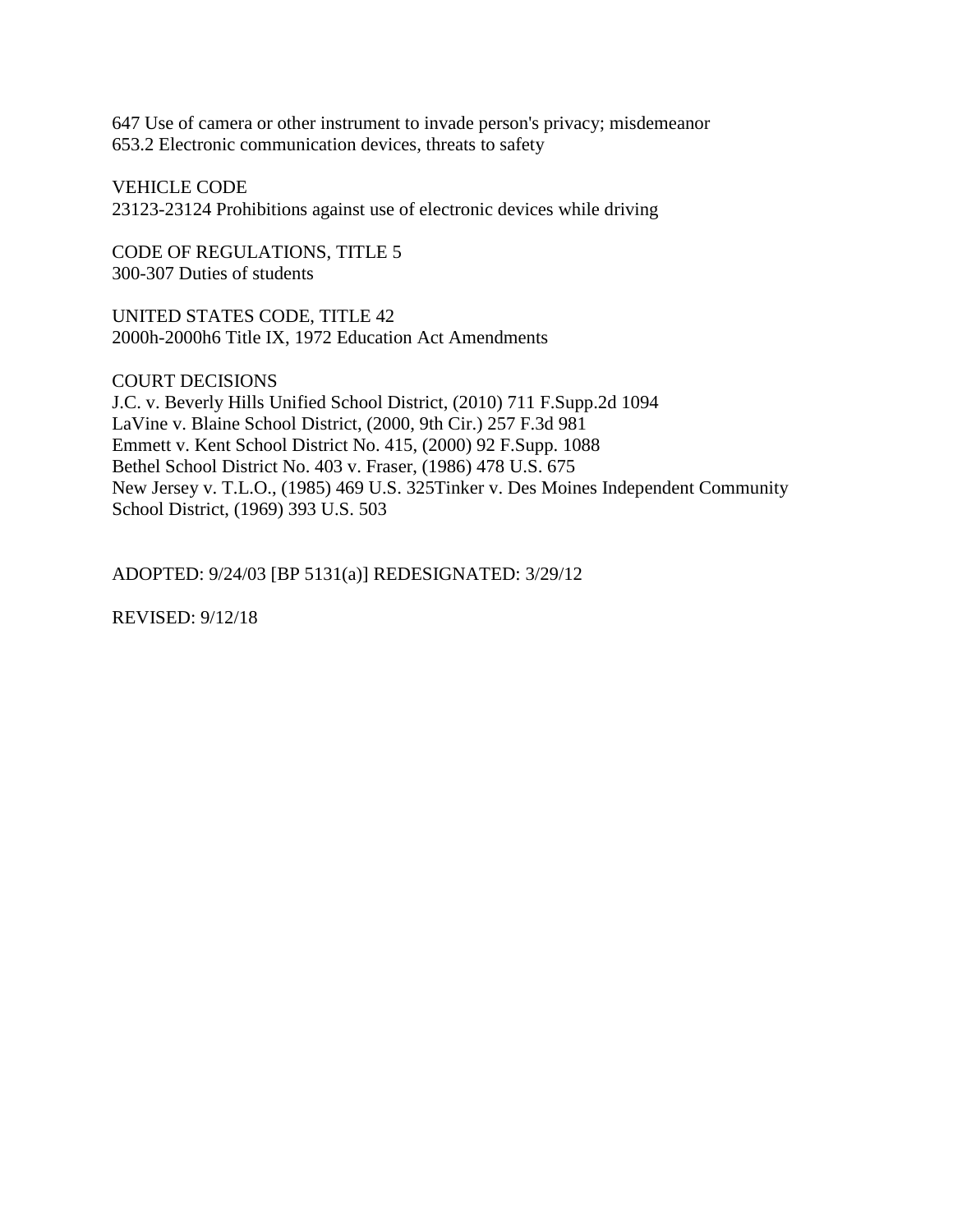647 Use of camera or other instrument to invade person's privacy; misdemeanor
653.2 Electronic communication devices, threats to safety

VEHICLE CODE
23123-23124 Prohibitions against use of electronic devices while driving

CODE OF REGULATIONS, TITLE 5
300-307 Duties of students

UNITED STATES CODE, TITLE 42
2000h-2000h6 Title IX, 1972 Education Act Amendments

COURT DECISIONS
J.C. v. Beverly Hills Unified School District, (2010) 711 F.Supp.2d 1094
LaVine v. Blaine School District, (2000, 9th Cir.) 257 F.3d 981
Emmett v. Kent School District No. 415, (2000) 92 F.Supp. 1088
Bethel School District No. 403 v. Fraser, (1986) 478 U.S. 675
New Jersey v. T.L.O., (1985) 469 U.S. 325Tinker v. Des Moines Independent Community School District, (1969) 393 U.S. 503

ADOPTED: 9/24/03 [BP 5131(a)] REDESIGNATED: 3/29/12

REVISED: 9/12/18